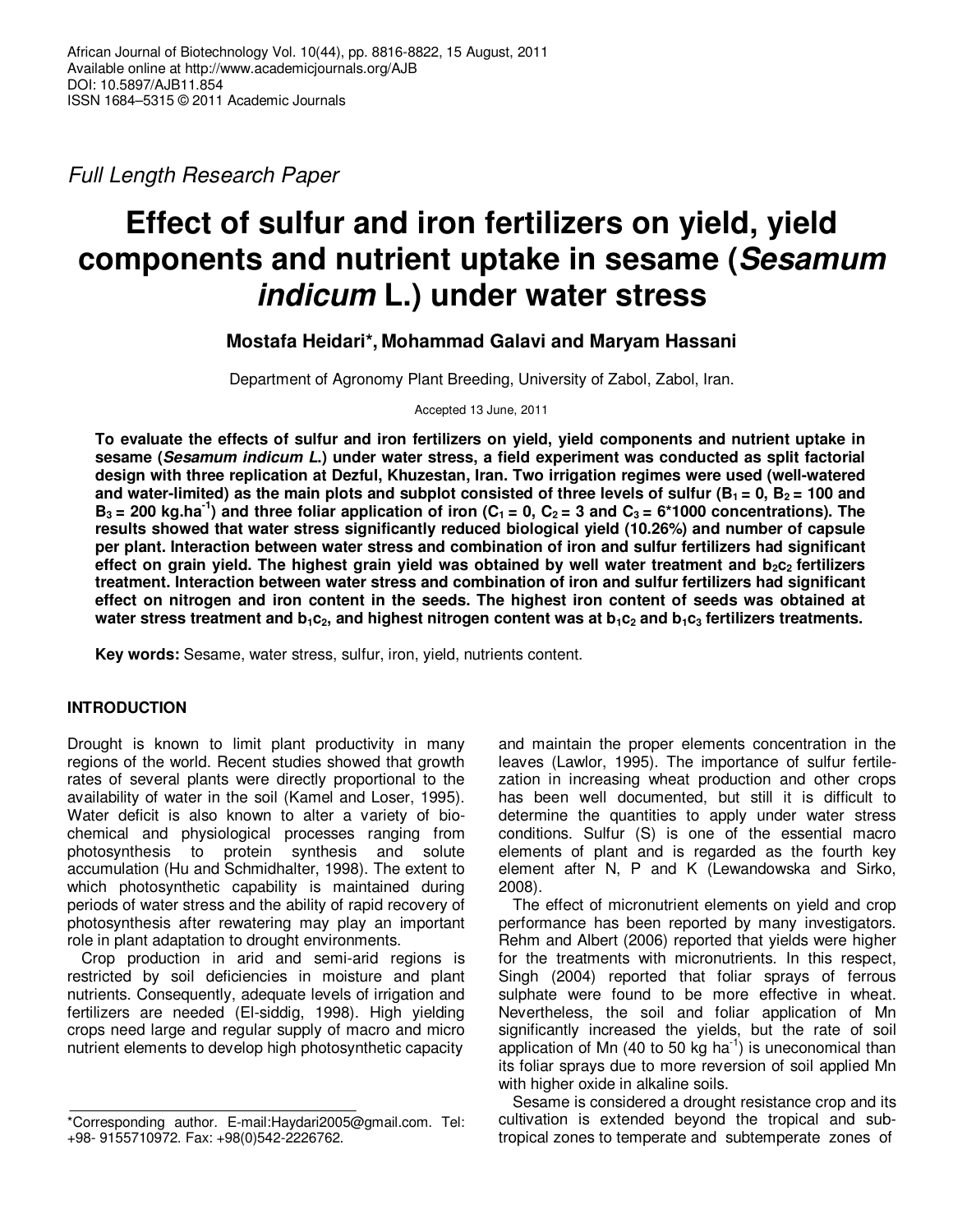Full Length Research Paper

# Effect of sulfur and iron fertilizers on yield, yield components and nutrient uptake in sesame (*Sesamum indicum* L.) under water stress

**Mostafa Heidari\*, Mohammad Galavi and Maryam Hassani**

Department of Agronomy Plant Breeding, University of Zabol, Zabol, Iran.

Accepted 13 June, 2011

**To evaluate the effects of sulfur and iron fertilizers on yield, yield components and nutrient uptake in sesame (*Sesamum indicum L.*) under water stress, a field experiment was conducted as split factorial design with three replication at Dezful, Khuzestan, Iran. Two irrigation regimes were used (well-watered and water-limited) as the main plots and subplot consisted of three levels of sulfur ($B_1$ = 0, $B_2$ = 100 and $B_3$ = 200 kg.ha$^{-1}$) and three foliar application of iron ($C_1$ = 0, $C_2$ = 3 and $C_3$ = 6\*1000 concentrations). The results showed that water stress significantly reduced biological yield (10.26%) and number of capsule per plant. Interaction between water stress and combination of iron and sulfur fertilizers had significant effect on grain yield. The highest grain yield was obtained by well water treatment and $b_2c_2$ fertilizers treatment. Interaction between water stress and combination of iron and sulfur fertilizers had significant effect on nitrogen and iron content in the seeds. The highest iron content of seeds was obtained at water stress treatment and $b_1c_2$, and highest nitrogen content was at $b_1c_2$ and $b_1c_3$ fertilizers treatments.**

**Key words:** Sesame, water stress, sulfur, iron, yield, nutrients content.

## INTRODUCTION

Drought is known to limit plant productivity in many regions of the world. Recent studies showed that growth rates of several plants were directly proportional to the availability of water in the soil (Kamel and Loser, 1995). Water deficit is also known to alter a variety of biochemical and physiological processes ranging from photosynthesis to protein synthesis and solute accumulation (Hu and Schmidhalter, 1998). The extent to which photosynthetic capability is maintained during periods of water stress and the ability of rapid recovery of photosynthesis after rewatering may play an important role in plant adaptation to drought environments.

Crop production in arid and semi-arid regions is restricted by soil deficiencies in moisture and plant nutrients. Consequently, adequate levels of irrigation and fertilizers are needed (El-siddig, 1998). High yielding crops need large and regular supply of macro and micro nutrient elements to develop high photosynthetic capacity and maintain the proper elements concentration in the leaves (Lawlor, 1995). The importance of sulfur fertilezation in increasing wheat production and other crops has been well documented, but still it is difficult to determine the quantities to apply under water stress conditions. Sulfur (S) is one of the essential macro elements of plant and is regarded as the fourth key element after N, P and K (Lewandowska and Sirko, 2008).

The effect of micronutrient elements on yield and crop performance has been reported by many investigators. Rehm and Albert (2006) reported that yields were higher for the treatments with micronutrients. In this respect, Singh (2004) reported that foliar sprays of ferrous sulphate were found to be more effective in wheat. Nevertheless, the soil and foliar application of Mn significantly increased the yields, but the rate of soil application of Mn (40 to 50 kg ha$^{-1}$) is uneconomical than its foliar sprays due to more reversion of soil applied Mn with higher oxide in alkaline soils.

Sesame is considered a drought resistance crop and its cultivation is extended beyond the tropical and sub-tropical zones to temperate and subtemperate zones of

\*Corresponding author. E-mail:Haydari2005@gmail.com. Tel: +98- 9155710972. Fax: +98(0)542-2226762.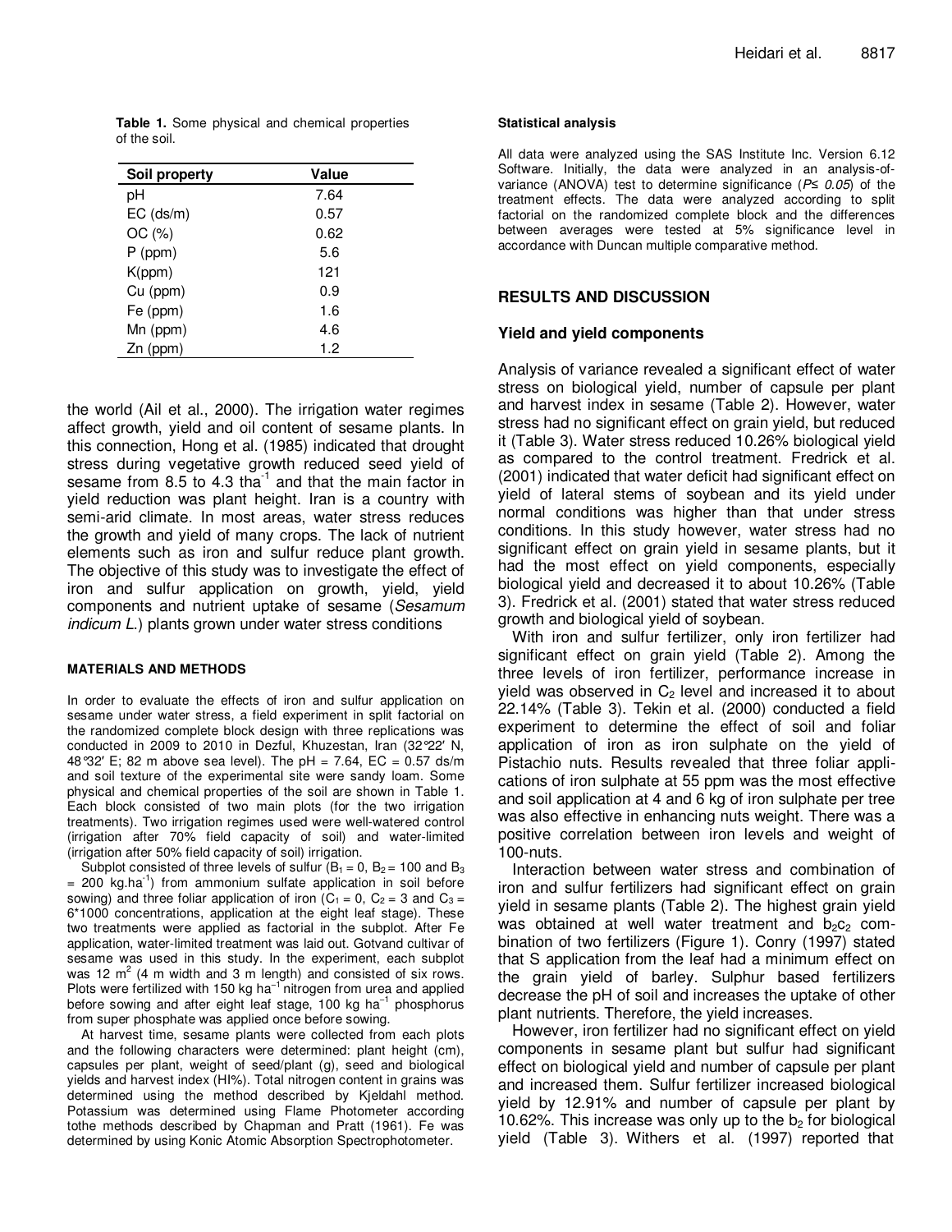**Table 1.** Some physical and chemical properties of the soil.

| Soil property | Value |
|---|---|
| pH | 7.64 |
| EC (ds/m) | 0.57 |
| OC (%) | 0.62 |
| P (ppm) | 5.6 |
| K(ppm) | 121 |
| Cu (ppm) | 0.9 |
| Fe (ppm) | 1.6 |
| Mn (ppm) | 4.6 |
| Zn (ppm) | 1.2 |

the world (Ail et al., 2000). The irrigation water regimes affect growth, yield and oil content of sesame plants. In this connection, Hong et al. (1985) indicated that drought stress during vegetative growth reduced seed yield of sesame from 8.5 to 4.3 $tha^{-1}$ and that the main factor in yield reduction was plant height. Iran is a country with semi-arid climate. In most areas, water stress reduces the growth and yield of many crops. The lack of nutrient elements such as iron and sulfur reduce plant growth. The objective of this study was to investigate the effect of iron and sulfur application on growth, yield, yield components and nutrient uptake of sesame (*Sesamum indicum L.*) plants grown under water stress conditions

## MATERIALS AND METHODS

In order to evaluate the effects of iron and sulfur application on sesame under water stress, a field experiment in split factorial on the randomized complete block design with three replications was conducted in 2009 to 2010 in Dezful, Khuzestan, Iran (32°22′ N, 48°32′ E; 82 m above sea level). The pH = 7.64, EC = 0.57 ds/m and soil texture of the experimental site were sandy loam. Some physical and chemical properties of the soil are shown in Table 1. Each block consisted of two main plots (for the two irrigation treatments). Two irrigation regimes used were well-watered control (irrigation after 70% field capacity of soil) and water-limited (irrigation after 50% field capacity of soil) irrigation.

Subplot consisted of three levels of sulfur ($B_1$ = 0, $B_2$ = 100 and $B_3$ = 200 $kg.ha^{-1}$) from ammonium sulfate application in soil before sowing) and three foliar application of iron ($C_1$ = 0, $C_2$ = 3 and $C_3$ = 6*1000 concentrations, application at the eight leaf stage). These two treatments were applied as factorial in the subplot. After Fe application, water-limited treatment was laid out. Gotvand cultivar of sesame was used in this study. In the experiment, each subplot was 12 $m^2$ (4 m width and 3 m length) and consisted of six rows. Plots were fertilized with 150 kg $ha^{-1}$ nitrogen from urea and applied before sowing and after eight leaf stage, 100 kg $ha^{-1}$ phosphorus from super phosphate was applied once before sowing.

At harvest time, sesame plants were collected from each plots and the following characters were determined: plant height (cm), capsules per plant, weight of seed/plant (g), seed and biological yields and harvest index (HI%). Total nitrogen content in grains was determined using the method described by Kjeldahl method. Potassium was determined using Flame Photometer according tothe methods described by Chapman and Pratt (1961). Fe was determined by using Konic Atomic Absorption Spectrophotometer.

### Statistical analysis

All data were analyzed using the SAS Institute Inc. Version 6.12 Software. Initially, the data were analyzed in an analysis-of-variance (ANOVA) test to determine significance ($P \leq 0.05$) of the treatment effects. The data were analyzed according to split factorial on the randomized complete block and the differences between averages were tested at 5% significance level in accordance with Duncan multiple comparative method.

## RESULTS AND DISCUSSION

### Yield and yield components

Analysis of variance revealed a significant effect of water stress on biological yield, number of capsule per plant and harvest index in sesame (Table 2). However, water stress had no significant effect on grain yield, but reduced it (Table 3). Water stress reduced 10.26% biological yield as compared to the control treatment. Fredrick et al. (2001) indicated that water deficit had significant effect on yield of lateral stems of soybean and its yield under normal conditions was higher than that under stress conditions. In this study however, water stress had no significant effect on grain yield in sesame plants, but it had the most effect on yield components, especially biological yield and decreased it to about 10.26% (Table 3). Fredrick et al. (2001) stated that water stress reduced growth and biological yield of soybean.

With iron and sulfur fertilizer, only iron fertilizer had significant effect on grain yield (Table 2). Among the three levels of iron fertilizer, performance increase in yield was observed in $C_2$ level and increased it to about 22.14% (Table 3). Tekin et al. (2000) conducted a field experiment to determine the effect of soil and foliar application of iron as iron sulphate on the yield of Pistachio nuts. Results revealed that three foliar applications of iron sulphate at 55 ppm was the most effective and soil application at 4 and 6 kg of iron sulphate per tree was also effective in enhancing nuts weight. There was a positive correlation between iron levels and weight of 100-nuts.

Interaction between water stress and combination of iron and sulfur fertilizers had significant effect on grain yield in sesame plants (Table 2). The highest grain yield was obtained at well water treatment and $b_2c_2$ combination of two fertilizers (Figure 1). Conry (1997) stated that S application from the leaf had a minimum effect on the grain yield of barley. Sulphur based fertilizers decrease the pH of soil and increases the uptake of other plant nutrients. Therefore, the yield increases.

However, iron fertilizer had no significant effect on yield components in sesame plant but sulfur had significant effect on biological yield and number of capsule per plant and increased them. Sulfur fertilizer increased biological yield by 12.91% and number of capsule per plant by 10.62%. This increase was only up to the $b_2$ for biological yield (Table 3). Withers et al. (1997) reported that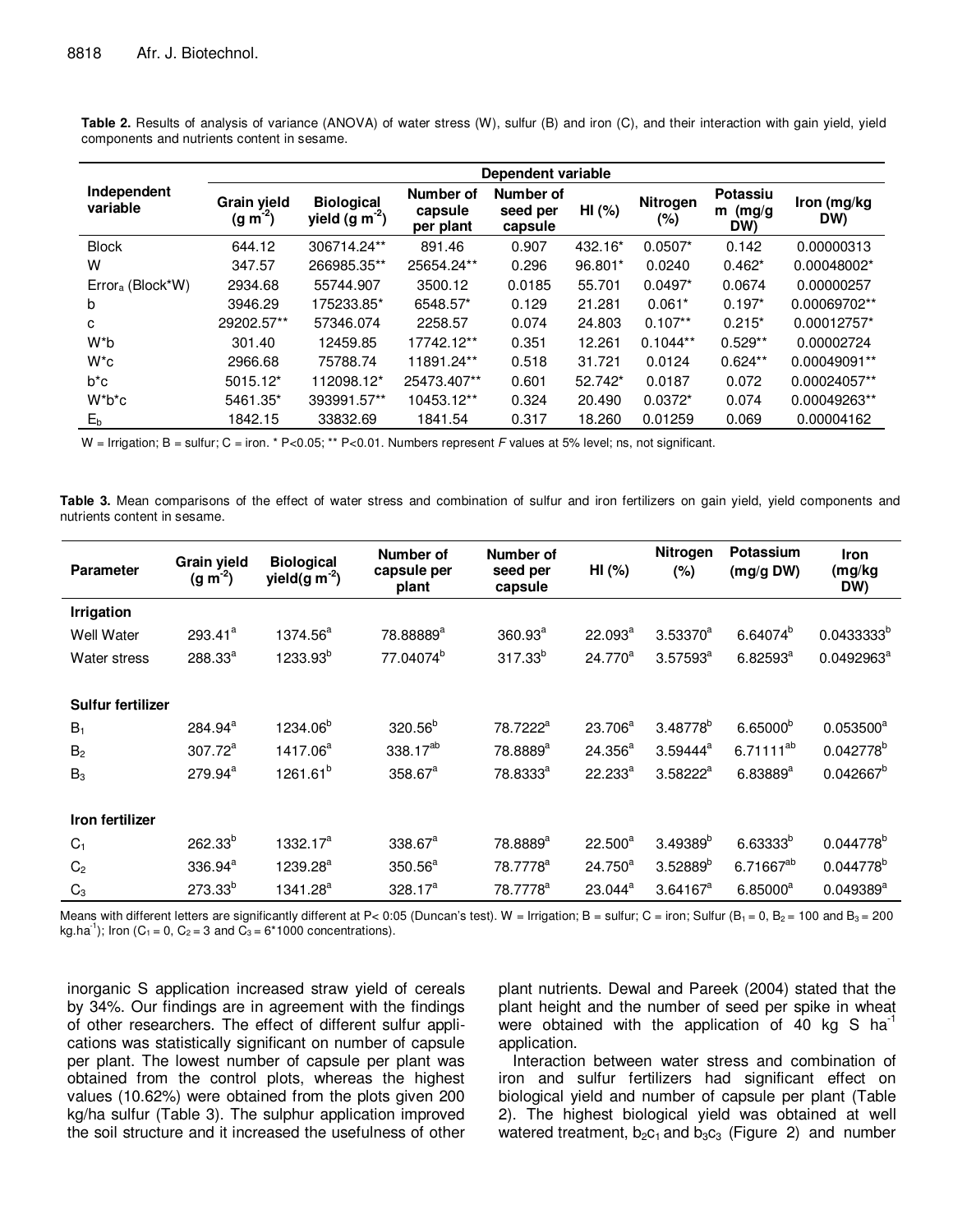**Table 2.** Results of analysis of variance (ANOVA) of water stress (W), sulfur (B) and iron (C), and their interaction with gain yield, yield components and nutrients content in sesame.

| Independent variable | Dependent variable | | | | | | | |
|---|---|---|---|---|---|---|---|---|
| | Grain yield (g $m^{-2}$) | Biological yield (g $m^{-2}$) | Number of capsule per plant | Number of seed per capsule | HI (%) | Nitrogen (%) | Potassium (mg/g DW) | Iron (mg/kg DW) |
| Block | 644.12 | 306714.24** | 891.46 | 0.907 | 432.16* | 0.0507* | 0.142 | 0.00000313 |
| W | 347.57 | 266985.35** | 25654.24** | 0.296 | 96.801* | 0.0240 | 0.462* | 0.00048002* |
| $Error_a$ (Block*W) | 2934.68 | 55744.907 | 3500.12 | 0.0185 | 55.701 | 0.0497* | 0.0674 | 0.00000257 |
| b | 3946.29 | 175233.85* | 6548.57* | 0.129 | 21.281 | 0.061* | 0.197* | 0.00069702** |
| c | 29202.57** | 57346.074 | 2258.57 | 0.074 | 24.803 | 0.107** | 0.215* | 0.00012757* |
| W*b | 301.40 | 12459.85 | 17742.12** | 0.351 | 12.261 | 0.1044** | 0.529** | 0.00002724 |
| W*c | 2966.68 | 75788.74 | 11891.24** | 0.518 | 31.721 | 0.0124 | 0.624** | 0.00049091** |
| b*c | 5015.12* | 112098.12* | 25473.407** | 0.601 | 52.742* | 0.0187 | 0.072 | 0.00024057** |
| W*b*c | 5461.35* | 393991.57** | 10453.12** | 0.324 | 20.490 | 0.0372* | 0.074 | 0.00049263** |
| $E_b$ | 1842.15 | 33832.69 | 1841.54 | 0.317 | 18.260 | 0.01259 | 0.069 | 0.00004162 |

W = Irrigation; B = sulfur; C = iron. * P<0.05; ** P<0.01. Numbers represent *F* values at 5% level; ns, not significant.

**Table 3.** Mean comparisons of the effect of water stress and combination of sulfur and iron fertilizers on gain yield, yield components and nutrients content in sesame.

| Parameter | Grain yield (g $m^{-2}$) | Biological yield(g $m^{-2}$) | Number of capsule per plant | Number of seed per capsule | HI (%) | Nitrogen (%) | Potassium (mg/g DW) | Iron (mg/kg DW) |
|---|---|---|---|---|---|---|---|---|
| **Irrigation** | | | | | | | | |
| Well Water | $293.41^{a}$ | $1374.56^{a}$ | $78.88889^{a}$ | $360.93^{a}$ | $22.093^{a}$ | $3.53370^{a}$ | $6.64074^{b}$ | $0.0433333^{b}$ |
| Water stress | $288.33^{a}$ | $1233.93^{b}$ | $77.04074^{b}$ | $317.33^{b}$ | $24.770^{a}$ | $3.57593^{a}$ | $6.82593^{a}$ | $0.0492963^{a}$ |
| **Sulfur fertilizer** | | | | | | | | |
| $B_1$ | $284.94^{a}$ | $1234.06^{b}$ | $320.56^{b}$ | $78.7222^{a}$ | $23.706^{a}$ | $3.48778^{b}$ | $6.65000^{b}$ | $0.053500^{a}$ |
| $B_2$ | $307.72^{a}$ | $1417.06^{a}$ | $338.17^{ab}$ | $78.8889^{a}$ | $24.356^{a}$ | $3.59444^{a}$ | $6.71111^{ab}$ | $0.042778^{b}$ |
| $B_3$ | $279.94^{a}$ | $1261.61^{b}$ | $358.67^{a}$ | $78.8333^{a}$ | $22.233^{a}$ | $3.58222^{a}$ | $6.83889^{a}$ | $0.042667^{b}$ |
| **Iron fertilizer** | | | | | | | | |
| $C_1$ | $262.33^{b}$ | $1332.17^{a}$ | $338.67^{a}$ | $78.8889^{a}$ | $22.500^{a}$ | $3.49389^{b}$ | $6.63333^{b}$ | $0.044778^{b}$ |
| $C_2$ | $336.94^{a}$ | $1239.28^{a}$ | $350.56^{a}$ | $78.7778^{a}$ | $24.750^{a}$ | $3.52889^{b}$ | $6.71667^{ab}$ | $0.044778^{b}$ |
| $C_3$ | $273.33^{b}$ | $1341.28^{a}$ | $328.17^{a}$ | $78.7778^{a}$ | $23.044^{a}$ | $3.64167^{a}$ | $6.85000^{a}$ | $0.049389^{a}$ |

Means with different letters are significantly different at P< 0:05 (Duncan's test). W = Irrigation; B = sulfur; C = iron; Sulfur ($B_1$ = 0, $B_2$ = 100 and $B_3$ = 200 kg.$ha^{-1}$); Iron ($C_1$ = 0, $C_2$ = 3 and $C_3$ = 6*1000 concentrations).

inorganic S application increased straw yield of cereals by 34%. Our findings are in agreement with the findings of other researchers. The effect of different sulfur applications was statistically significant on number of capsule per plant. The lowest number of capsule per plant was obtained from the control plots, whereas the highest values (10.62%) were obtained from the plots given 200 kg/ha sulfur (Table 3). The sulphur application improved the soil structure and it increased the usefulness of other plant nutrients. Dewal and Pareek (2004) stated that the plant height and the number of seed per spike in wheat were obtained with the application of 40 kg S $ha^{-1}$ application.

Interaction between water stress and combination of iron and sulfur fertilizers had significant effect on biological yield and number of capsule per plant (Table 2). The highest biological yield was obtained at well watered treatment, $b_2c_1$ and $b_3c_3$ (Figure 2) and number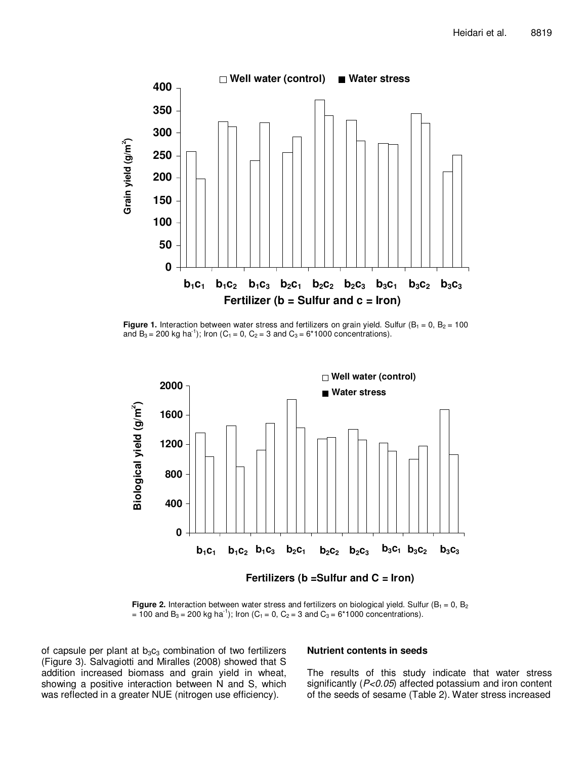**Figure 1.** Interaction between water stress and fertilizers on grain yield. Sulfur ($B_1$ = 0, $B_2$ = 100 and $B_3$ = 200 kg ha$^{-1}$); Iron ($C_1$ = 0, $C_2$ = 3 and $C_3$ = 6*1000 concentrations).

**Figure 2.** Interaction between water stress and fertilizers on biological yield. Sulfur ($B_1$ = 0, $B_2$ = 100 and $B_3$ = 200 kg ha$^{-1}$); Iron ($C_1$ = 0, $C_2$ = 3 and $C_3$ = 6*1000 concentrations).

of capsule per plant at $b_3c_3$ combination of two fertilizers (Figure 3). Salvagiotti and Miralles (2008) showed that S addition increased biomass and grain yield in wheat, showing a positive interaction between N and S, which was reflected in a greater NUE (nitrogen use efficiency).

## Nutrient contents in seeds

The results of this study indicate that water stress significantly (*P<0.05*) affected potassium and iron content of the seeds of sesame (Table 2). Water stress increased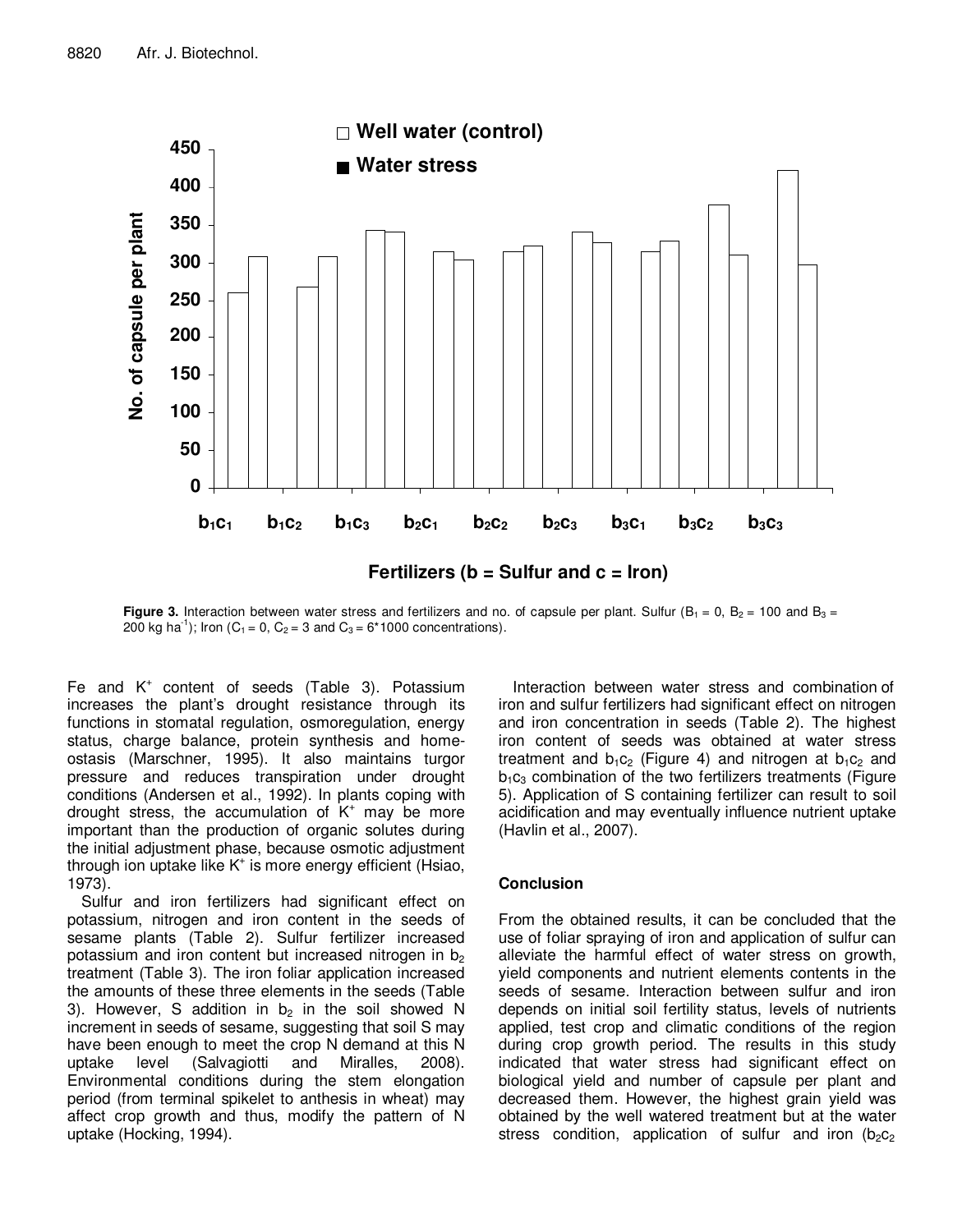**Figure 3.** Interaction between water stress and fertilizers and no. of capsule per plant. Sulfur ($B_1$ = 0, $B_2$ = 100 and $B_3$ = 200 kg $ha^{-1}$); Iron ($C_1$ = 0, $C_2$ = 3 and $C_3$ = 6*1000 concentrations).

Fe and $K^+$ content of seeds (Table 3). Potassium increases the plant's drought resistance through its functions in stomatal regulation, osmoregulation, energy status, charge balance, protein synthesis and homeostasis (Marschner, 1995). It also maintains turgor pressure and reduces transpiration under drought conditions (Andersen et al., 1992). In plants coping with drought stress, the accumulation of $K^+$ may be more important than the production of organic solutes during the initial adjustment phase, because osmotic adjustment through ion uptake like $K^+$ is more energy efficient (Hsiao, 1973).

Sulfur and iron fertilizers had significant effect on potassium, nitrogen and iron content in the seeds of sesame plants (Table 2). Sulfur fertilizer increased potassium and iron content but increased nitrogen in $b_2$ treatment (Table 3). The iron foliar application increased the amounts of these three elements in the seeds (Table 3). However, S addition in $b_2$ in the soil showed N increment in seeds of sesame, suggesting that soil S may have been enough to meet the crop N demand at this N uptake level (Salvagiotti and Miralles, 2008). Environmental conditions during the stem elongation period (from terminal spikelet to anthesis in wheat) may affect crop growth and thus, modify the pattern of N uptake (Hocking, 1994).

Interaction between water stress and combination of iron and sulfur fertilizers had significant effect on nitrogen and iron concentration in seeds (Table 2). The highest iron content of seeds was obtained at water stress treatment and $b_1c_2$ (Figure 4) and nitrogen at $b_1c_2$ and $b_1c_3$ combination of the two fertilizers treatments (Figure 5). Application of S containing fertilizer can result to soil acidification and may eventually influence nutrient uptake (Havlin et al., 2007).

## Conclusion

From the obtained results, it can be concluded that the use of foliar spraying of iron and application of sulfur can alleviate the harmful effect of water stress on growth, yield components and nutrient elements contents in the seeds of sesame. Interaction between sulfur and iron depends on initial soil fertility status, levels of nutrients applied, test crop and climatic conditions of the region during crop growth period. The results in this study indicated that water stress had significant effect on biological yield and number of capsule per plant and decreased them. However, the highest grain yield was obtained by the well watered treatment but at the water stress condition, application of sulfur and iron ($b_2c_2$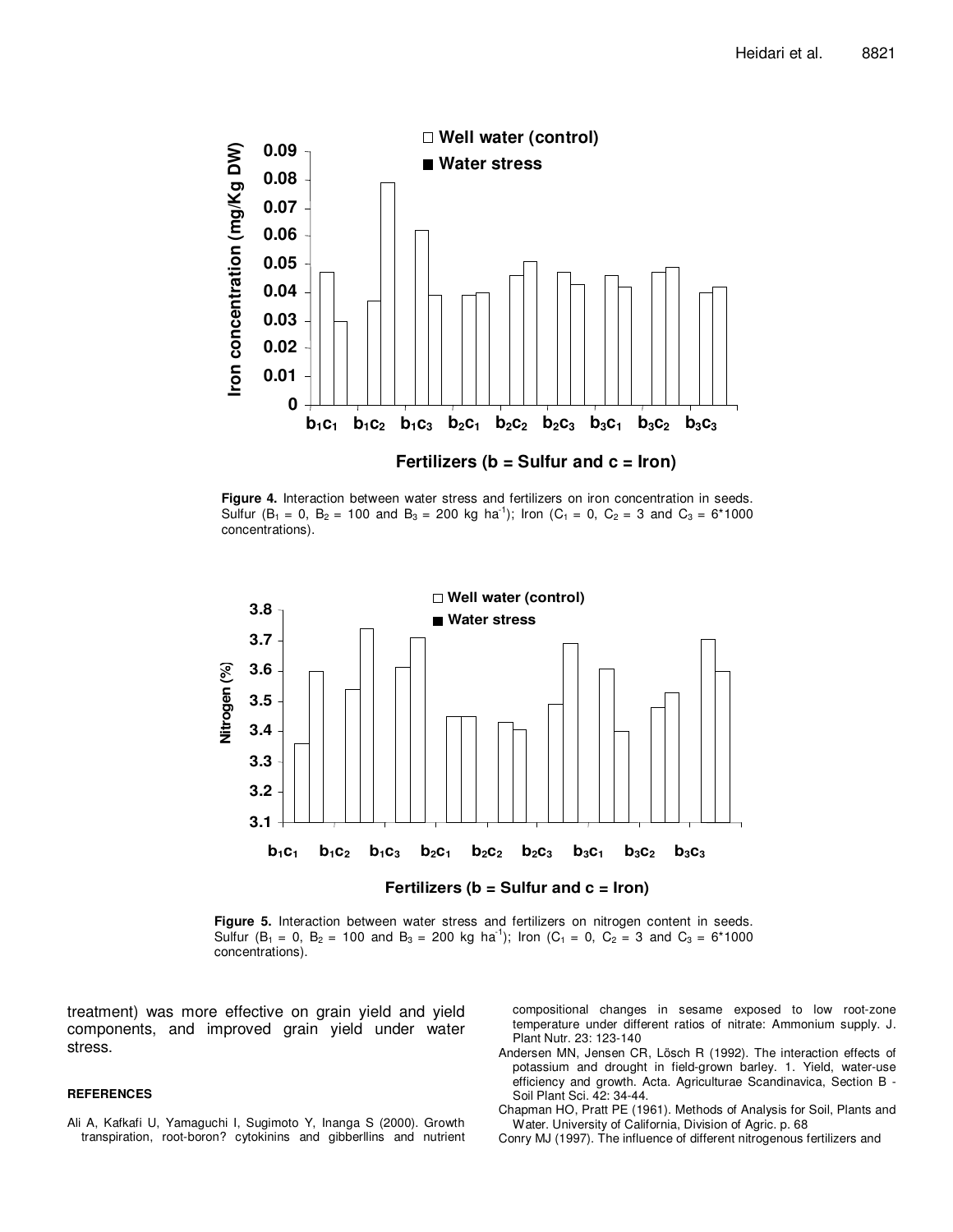**Figure 4.** Interaction between water stress and fertilizers on iron concentration in seeds. Sulfur ($B_1$ = 0, $B_2$ = 100 and $B_3$ = 200 kg ha$^{-1}$); Iron ($C_1$ = 0, $C_2$ = 3 and $C_3$ = 6*1000 concentrations).

**Figure 5.** Interaction between water stress and fertilizers on nitrogen content in seeds. Sulfur ($B_1$ = 0, $B_2$ = 100 and $B_3$ = 200 kg ha$^{-1}$); Iron ($C_1$ = 0, $C_2$ = 3 and $C_3$ = 6*1000 concentrations).

treatment) was more effective on grain yield and yield components, and improved grain yield under water stress.

## REFERENCES

Ali A, Kafkafi U, Yamaguchi I, Sugimoto Y, Inanga S (2000). Growth transpiration, root-boron? cytokinins and gibberllins and nutrient compositional changes in sesame exposed to low root-zone temperature under different ratios of nitrate: Ammonium supply. J. Plant Nutr. 23: 123-140

Andersen MN, Jensen CR, Lösch R (1992). The interaction effects of potassium and drought in field-grown barley. 1. Yield, water-use efficiency and growth. Acta. Agriculturae Scandinavica, Section B - Soil Plant Sci. 42: 34-44.

Chapman HO, Pratt PE (1961). Methods of Analysis for Soil, Plants and Water. University of California, Division of Agric. p. 68

Conry MJ (1997). The influence of different nitrogenous fertilizers and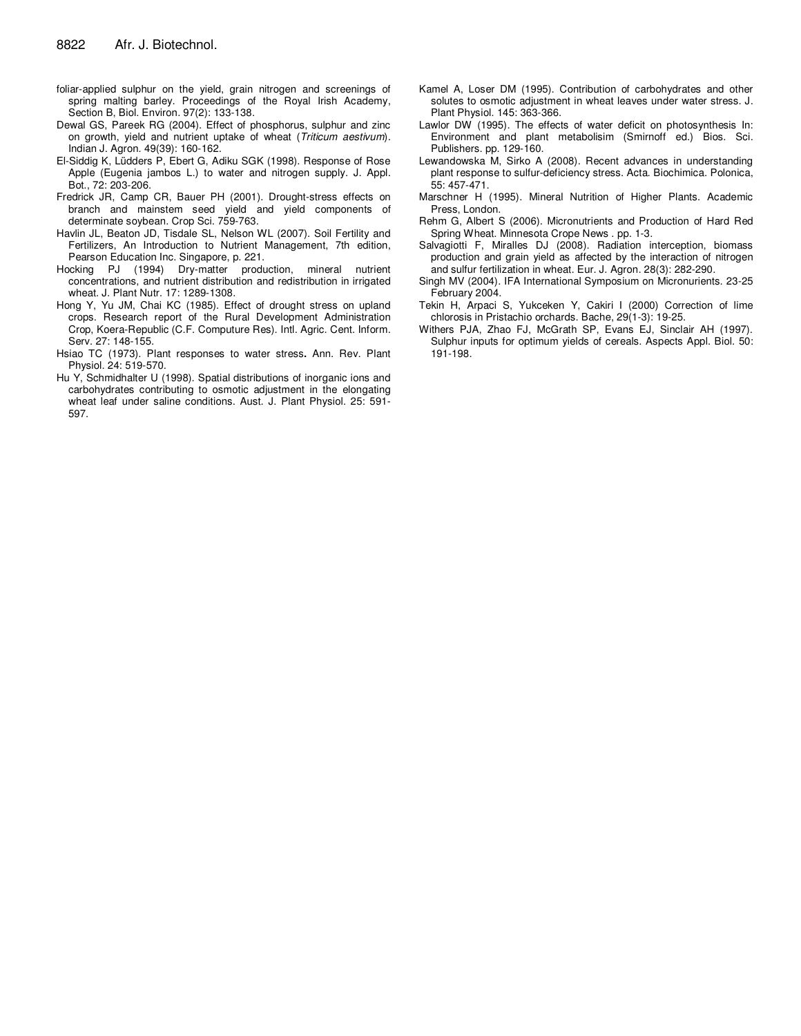foliar-applied sulphur on the yield, grain nitrogen and screenings of spring malting barley. Proceedings of the Royal Irish Academy, Section B, Biol. Environ. 97(2): 133-138.

Dewal GS, Pareek RG (2004). Effect of phosphorus, sulphur and zinc on growth, yield and nutrient uptake of wheat (*Triticum aestivum*). Indian J. Agron. 49(39): 160-162.

El-Siddig K, Lüdders P, Ebert G, Adiku SGK (1998). Response of Rose Apple (Eugenia jambos L.) to water and nitrogen supply. J. Appl. Bot., 72: 203-206.

Fredrick JR, Camp CR, Bauer PH (2001). Drought-stress effects on branch and mainstem seed yield and yield components of determinate soybean. Crop Sci. 759-763.

Havlin JL, Beaton JD, Tisdale SL, Nelson WL (2007). Soil Fertility and Fertilizers, An Introduction to Nutrient Management, 7th edition, Pearson Education Inc. Singapore, p. 221.

Hocking PJ (1994) Dry-matter production, mineral nutrient concentrations, and nutrient distribution and redistribution in irrigated wheat. J. Plant Nutr. 17: 1289-1308.

Hong Y, Yu JM, Chai KC (1985). Effect of drought stress on upland crops. Research report of the Rural Development Administration Crop, Koera-Republic (C.F. Computure Res). Intl. Agric. Cent. Inform. Serv. 27: 148-155.

Hsiao TC (1973). Plant responses to water stress**.** Ann. Rev. Plant Physiol. 24: 519-570.

Hu Y, Schmidhalter U (1998). Spatial distributions of inorganic ions and carbohydrates contributing to osmotic adjustment in the elongating wheat leaf under saline conditions. Aust. J. Plant Physiol. 25: 591-597.

Kamel A, Loser DM (1995). Contribution of carbohydrates and other solutes to osmotic adjustment in wheat leaves under water stress. J. Plant Physiol. 145: 363-366.

Lawlor DW (1995). The effects of water deficit on photosynthesis In: Environment and plant metabolisim (Smirnoff ed.) Bios. Sci. Publishers. pp. 129-160.

Lewandowska M, Sirko A (2008). Recent advances in understanding plant response to sulfur-deficiency stress. Acta. Biochimica. Polonica, 55: 457-471.

Marschner H (1995). Mineral Nutrition of Higher Plants. Academic Press, London.

Rehm G, Albert S (2006). Micronutrients and Production of Hard Red Spring Wheat. Minnesota Crope News . pp. 1-3.

Salvagiotti F, Miralles DJ (2008). Radiation interception, biomass production and grain yield as affected by the interaction of nitrogen and sulfur fertilization in wheat. Eur. J. Agron. 28(3): 282-290.

Singh MV (2004). IFA International Symposium on Micronurients. 23-25 February 2004.

Tekin H, Arpaci S, Yukceken Y, Cakiri I (2000) Correction of lime chlorosis in Pristachio orchards. Bache, 29(1-3): 19-25.

Withers PJA, Zhao FJ, McGrath SP, Evans EJ, Sinclair AH (1997). Sulphur inputs for optimum yields of cereals. Aspects Appl. Biol. 50: 191-198.